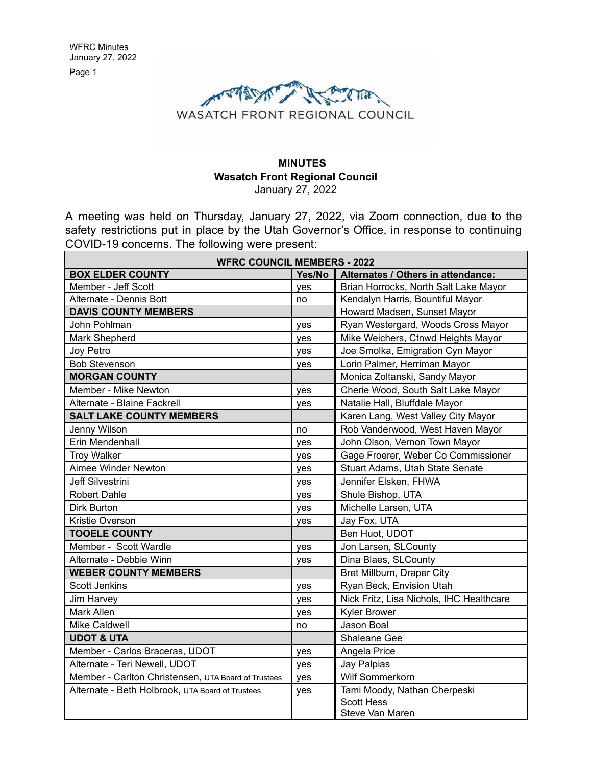WASATCH FRONT REGIONAL COUNCIL

**MINUTES**
**Wasatch Front Regional Council**
January 27, 2022

A meeting was held on Thursday, January 27, 2022, via Zoom connection, due to the safety restrictions put in place by the Utah Governor's Office, in response to continuing COVID-19 concerns. The following were present:

| **WFRC COUNCIL MEMBERS - 2022** | | |
|---|---|---|
| **BOX ELDER COUNTY** | **Yes/No** | **Alternates / Others in attendance:** |
| Member - Jeff Scott | yes | Brian Horrocks, North Salt Lake Mayor |
| Alternate - Dennis Bott | no | Kendalyn Harris, Bountiful Mayor |
| **DAVIS COUNTY MEMBERS** | | Howard Madsen, Sunset Mayor |
| John Pohlman | yes | Ryan Westergard, Woods Cross Mayor |
| Mark Shepherd | yes | Mike Weichers, Ctnwd Heights Mayor |
| Joy Petro | yes | Joe Smolka, Emigration Cyn Mayor |
| Bob Stevenson | yes | Lorin Palmer, Herriman Mayor |
| **MORGAN COUNTY** | | Monica Zoltanski, Sandy Mayor |
| Member - Mike Newton | yes | Cherie Wood, South Salt Lake Mayor |
| Alternate - Blaine Fackrell | yes | Natalie Hall, Bluffdale Mayor |
| **SALT LAKE COUNTY MEMBERS** | | Karen Lang, West Valley City Mayor |
| Jenny Wilson | no | Rob Vanderwood, West Haven Mayor |
| Erin Mendenhall | yes | John Olson, Vernon Town Mayor |
| Troy Walker | yes | Gage Froerer, Weber Co Commissioner |
| Aimee Winder Newton | yes | Stuart Adams, Utah State Senate |
| Jeff Silvestrini | yes | Jennifer Elsken, FHWA |
| Robert Dahle | yes | Shule Bishop, UTA |
| Dirk Burton | yes | Michelle Larsen, UTA |
| Kristie Overson | yes | Jay Fox, UTA |
| **TOOELE COUNTY** | | Ben Huot, UDOT |
| Member - Scott Wardle | yes | Jon Larsen, SLCounty |
| Alternate - Debbie Winn | yes | Dina Blaes, SLCounty |
| **WEBER COUNTY MEMBERS** | | Bret Millburn, Draper City |
| Scott Jenkins | yes | Ryan Beck, Envision Utah |
| Jim Harvey | yes | Nick Fritz, Lisa Nichols, IHC Healthcare |
| Mark Allen | yes | Kyler Brower |
| Mike Caldwell | no | Jason Boal |
| **UDOT & UTA** | | Shaleane Gee |
| Member - Carlos Braceras, UDOT | yes | Angela Price |
| Alternate - Teri Newell, UDOT | yes | Jay Palpias |
| Member - Carlton Christensen, UTA Board of Trustees | yes | Wilf Sommerkorn |
| Alternate - Beth Holbrook, UTA Board of Trustees | yes | Tami Moody, Nathan Cherpeski<br>Scott Hess<br>Steve Van Maren |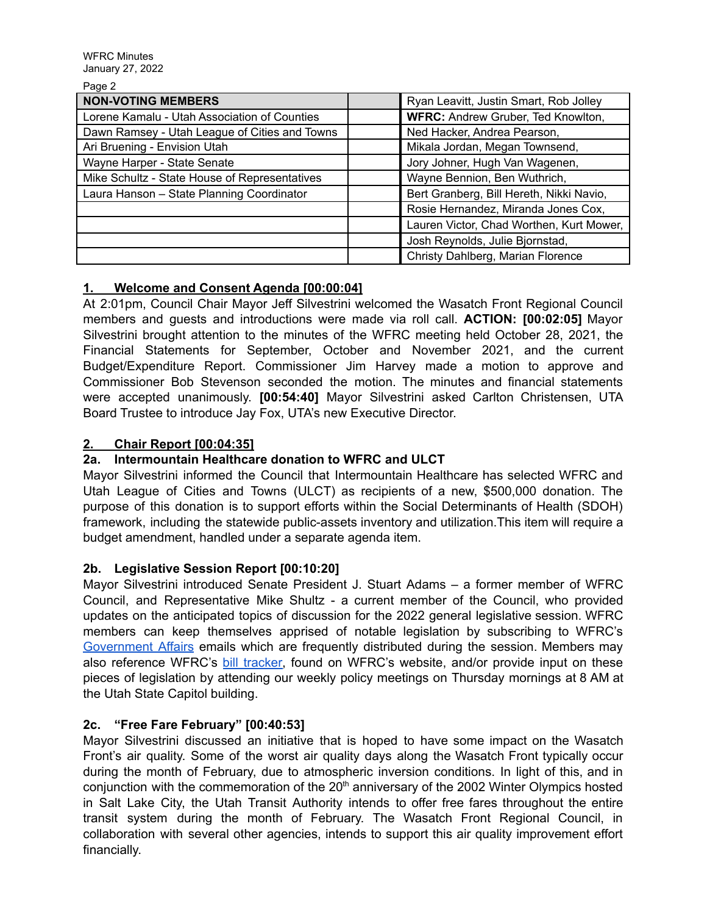| NON-VOTING MEMBERS | | Ryan Leavitt, Justin Smart, Rob Jolley |
|---|---|---|
| Lorene Kamalu - Utah Association of Counties | | **WFRC:** Andrew Gruber, Ted Knowlton, |
| Dawn Ramsey - Utah League of Cities and Towns | | Ned Hacker, Andrea Pearson, |
| Ari Bruening - Envision Utah | | Mikala Jordan, Megan Townsend, |
| Wayne Harper - State Senate | | Jory Johner, Hugh Van Wagenen, |
| Mike Schultz - State House of Representatives | | Wayne Bennion, Ben Wuthrich, |
| Laura Hanson – State Planning Coordinator | | Bert Granberg, Bill Hereth, Nikki Navio, |
| | | Rosie Hernandez, Miranda Jones Cox, |
| | | Lauren Victor, Chad Worthen, Kurt Mower, |
| | | Josh Reynolds, Julie Bjornstad, |
| | | Christy Dahlberg, Marian Florence |

## 1. Welcome and Consent Agenda [00:00:04]

At 2:01pm, Council Chair Mayor Jeff Silvestrini welcomed the Wasatch Front Regional Council members and guests and introductions were made via roll call. **ACTION: [00:02:05]** Mayor Silvestrini brought attention to the minutes of the WFRC meeting held October 28, 2021, the Financial Statements for September, October and November 2021, and the current Budget/Expenditure Report. Commissioner Jim Harvey made a motion to approve and Commissioner Bob Stevenson seconded the motion. The minutes and financial statements were accepted unanimously. **[00:54:40]** Mayor Silvestrini asked Carlton Christensen, UTA Board Trustee to introduce Jay Fox, UTA's new Executive Director.

## 2. Chair Report [00:04:35]

### 2a. Intermountain Healthcare donation to WFRC and ULCT

Mayor Silvestrini informed the Council that Intermountain Healthcare has selected WFRC and Utah League of Cities and Towns (ULCT) as recipients of a new, $500,000 donation. The purpose of this donation is to support efforts within the Social Determinants of Health (SDOH) framework, including the statewide public-assets inventory and utilization.This item will require a budget amendment, handled under a separate agenda item.

### 2b. Legislative Session Report [00:10:20]

Mayor Silvestrini introduced Senate President J. Stuart Adams – a former member of WFRC Council, and Representative Mike Shultz - a current member of the Council, who provided updates on the anticipated topics of discussion for the 2022 general legislative session. WFRC members can keep themselves apprised of notable legislation by subscribing to WFRC's Government Affairs emails which are frequently distributed during the session. Members may also reference WFRC's bill tracker, found on WFRC's website, and/or provide input on these pieces of legislation by attending our weekly policy meetings on Thursday mornings at 8 AM at the Utah State Capitol building.

### 2c. "Free Fare February" [00:40:53]

Mayor Silvestrini discussed an initiative that is hoped to have some impact on the Wasatch Front's air quality. Some of the worst air quality days along the Wasatch Front typically occur during the month of February, due to atmospheric inversion conditions. In light of this, and in conjunction with the commemoration of the 20th anniversary of the 2002 Winter Olympics hosted in Salt Lake City, the Utah Transit Authority intends to offer free fares throughout the entire transit system during the month of February. The Wasatch Front Regional Council, in collaboration with several other agencies, intends to support this air quality improvement effort financially.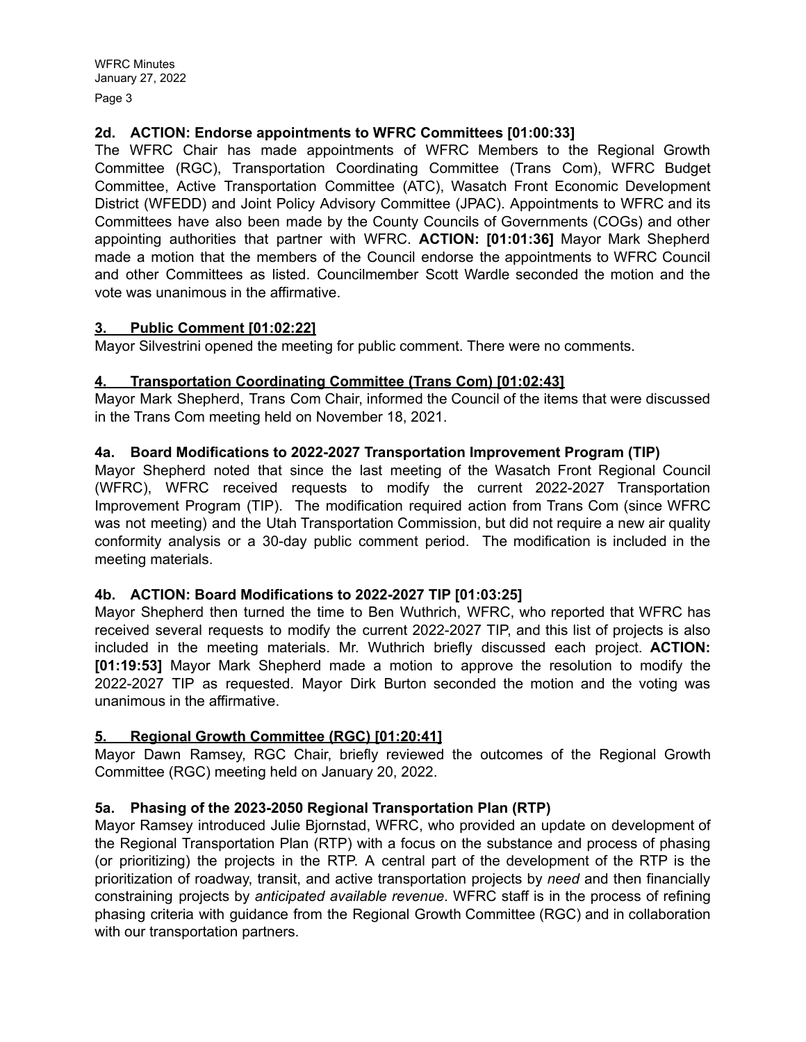**2d. ACTION: Endorse appointments to WFRC Committees [01:00:33]**

The WFRC Chair has made appointments of WFRC Members to the Regional Growth Committee (RGC), Transportation Coordinating Committee (Trans Com), WFRC Budget Committee, Active Transportation Committee (ATC), Wasatch Front Economic Development District (WFEDD) and Joint Policy Advisory Committee (JPAC). Appointments to WFRC and its Committees have also been made by the County Councils of Governments (COGs) and other appointing authorities that partner with WFRC. **ACTION: [01:01:36]** Mayor Mark Shepherd made a motion that the members of the Council endorse the appointments to WFRC Council and other Committees as listed. Councilmember Scott Wardle seconded the motion and the vote was unanimous in the affirmative.

**3. Public Comment [01:02:22]**

Mayor Silvestrini opened the meeting for public comment. There were no comments.

**4. Transportation Coordinating Committee (Trans Com) [01:02:43]**

Mayor Mark Shepherd, Trans Com Chair, informed the Council of the items that were discussed in the Trans Com meeting held on November 18, 2021.

**4a. Board Modifications to 2022-2027 Transportation Improvement Program (TIP)**

Mayor Shepherd noted that since the last meeting of the Wasatch Front Regional Council (WFRC), WFRC received requests to modify the current 2022-2027 Transportation Improvement Program (TIP). The modification required action from Trans Com (since WFRC was not meeting) and the Utah Transportation Commission, but did not require a new air quality conformity analysis or a 30-day public comment period. The modification is included in the meeting materials.

**4b. ACTION: Board Modifications to 2022-2027 TIP [01:03:25]**

Mayor Shepherd then turned the time to Ben Wuthrich, WFRC, who reported that WFRC has received several requests to modify the current 2022-2027 TIP, and this list of projects is also included in the meeting materials. Mr. Wuthrich briefly discussed each project. **ACTION: [01:19:53]** Mayor Mark Shepherd made a motion to approve the resolution to modify the 2022-2027 TIP as requested. Mayor Dirk Burton seconded the motion and the voting was unanimous in the affirmative.

**5. Regional Growth Committee (RGC) [01:20:41]**

Mayor Dawn Ramsey, RGC Chair, briefly reviewed the outcomes of the Regional Growth Committee (RGC) meeting held on January 20, 2022.

**5a. Phasing of the 2023-2050 Regional Transportation Plan (RTP)**

Mayor Ramsey introduced Julie Bjornstad, WFRC, who provided an update on development of the Regional Transportation Plan (RTP) with a focus on the substance and process of phasing (or prioritizing) the projects in the RTP. A central part of the development of the RTP is the prioritization of roadway, transit, and active transportation projects by *need* and then financially constraining projects by *anticipated available revenue*. WFRC staff is in the process of refining phasing criteria with guidance from the Regional Growth Committee (RGC) and in collaboration with our transportation partners.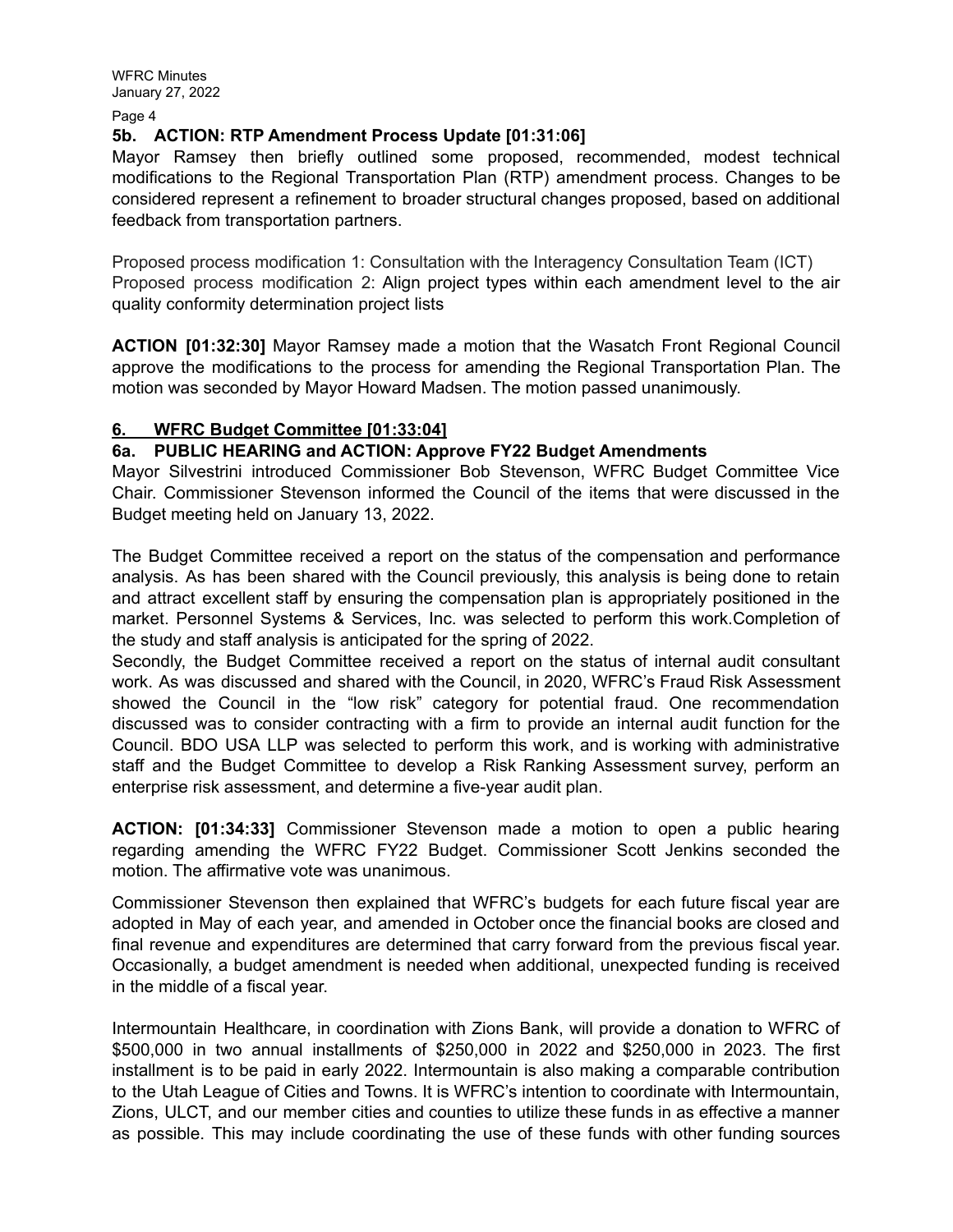### 5b. ACTION: RTP Amendment Process Update [01:31:06]

Mayor Ramsey then briefly outlined some proposed, recommended, modest technical modifications to the Regional Transportation Plan (RTP) amendment process. Changes to be considered represent a refinement to broader structural changes proposed, based on additional feedback from transportation partners.

Proposed process modification 1: Consultation with the Interagency Consultation Team (ICT)
Proposed process modification 2: Align project types within each amendment level to the air quality conformity determination project lists

**ACTION [01:32:30]** Mayor Ramsey made a motion that the Wasatch Front Regional Council approve the modifications to the process for amending the Regional Transportation Plan. The motion was seconded by Mayor Howard Madsen. The motion passed unanimously.

## 6. WFRC Budget Committee [01:33:04]

### 6a. PUBLIC HEARING and ACTION: Approve FY22 Budget Amendments

Mayor Silvestrini introduced Commissioner Bob Stevenson, WFRC Budget Committee Vice Chair. Commissioner Stevenson informed the Council of the items that were discussed in the Budget meeting held on January 13, 2022.

The Budget Committee received a report on the status of the compensation and performance analysis. As has been shared with the Council previously, this analysis is being done to retain and attract excellent staff by ensuring the compensation plan is appropriately positioned in the market. Personnel Systems & Services, Inc. was selected to perform this work.Completion of the study and staff analysis is anticipated for the spring of 2022.
Secondly, the Budget Committee received a report on the status of internal audit consultant work. As was discussed and shared with the Council, in 2020, WFRC's Fraud Risk Assessment showed the Council in the "low risk" category for potential fraud. One recommendation discussed was to consider contracting with a firm to provide an internal audit function for the Council. BDO USA LLP was selected to perform this work, and is working with administrative staff and the Budget Committee to develop a Risk Ranking Assessment survey, perform an enterprise risk assessment, and determine a five-year audit plan.

**ACTION: [01:34:33]** Commissioner Stevenson made a motion to open a public hearing regarding amending the WFRC FY22 Budget. Commissioner Scott Jenkins seconded the motion. The affirmative vote was unanimous.

Commissioner Stevenson then explained that WFRC's budgets for each future fiscal year are adopted in May of each year, and amended in October once the financial books are closed and final revenue and expenditures are determined that carry forward from the previous fiscal year. Occasionally, a budget amendment is needed when additional, unexpected funding is received in the middle of a fiscal year.

Intermountain Healthcare, in coordination with Zions Bank, will provide a donation to WFRC of $500,000 in two annual installments of $250,000 in 2022 and $250,000 in 2023. The first installment is to be paid in early 2022. Intermountain is also making a comparable contribution to the Utah League of Cities and Towns. It is WFRC's intention to coordinate with Intermountain, Zions, ULCT, and our member cities and counties to utilize these funds in as effective a manner as possible. This may include coordinating the use of these funds with other funding sources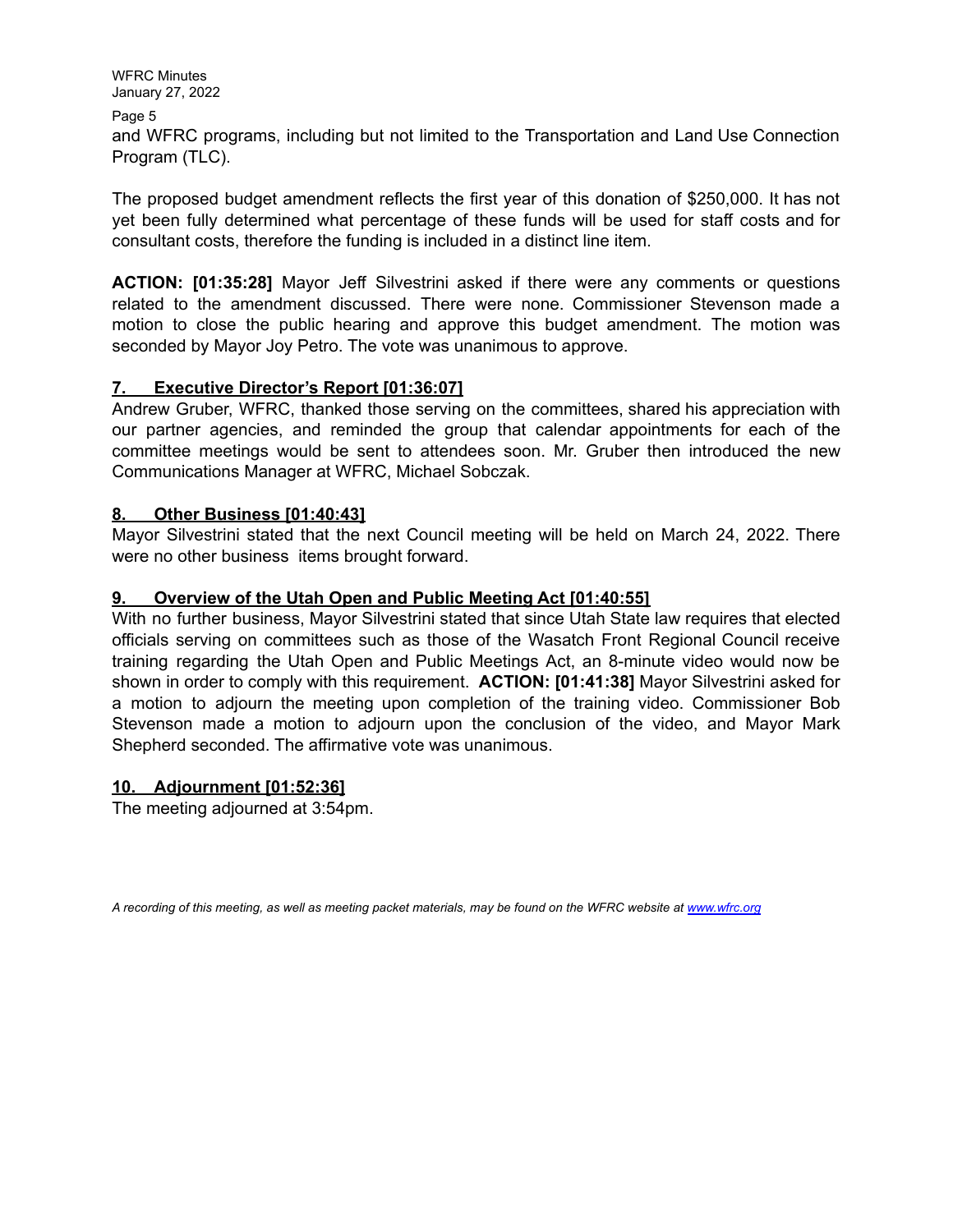and WFRC programs, including but not limited to the Transportation and Land Use Connection Program (TLC).

The proposed budget amendment reflects the first year of this donation of $250,000. It has not yet been fully determined what percentage of these funds will be used for staff costs and for consultant costs, therefore the funding is included in a distinct line item.

**ACTION: [01:35:28]** Mayor Jeff Silvestrini asked if there were any comments or questions related to the amendment discussed. There were none. Commissioner Stevenson made a motion to close the public hearing and approve this budget amendment. The motion was seconded by Mayor Joy Petro. The vote was unanimous to approve.

## 7. Executive Director's Report [01:36:07]

Andrew Gruber, WFRC, thanked those serving on the committees, shared his appreciation with our partner agencies, and reminded the group that calendar appointments for each of the committee meetings would be sent to attendees soon. Mr. Gruber then introduced the new Communications Manager at WFRC, Michael Sobczak.

## 8. Other Business [01:40:43]

Mayor Silvestrini stated that the next Council meeting will be held on March 24, 2022. There were no other business items brought forward.

## 9. Overview of the Utah Open and Public Meeting Act [01:40:55]

With no further business, Mayor Silvestrini stated that since Utah State law requires that elected officials serving on committees such as those of the Wasatch Front Regional Council receive training regarding the Utah Open and Public Meetings Act, an 8-minute video would now be shown in order to comply with this requirement. **ACTION: [01:41:38]** Mayor Silvestrini asked for a motion to adjourn the meeting upon completion of the training video. Commissioner Bob Stevenson made a motion to adjourn upon the conclusion of the video, and Mayor Mark Shepherd seconded. The affirmative vote was unanimous.

## 10. Adjournment [01:52:36]

The meeting adjourned at 3:54pm.

*A recording of this meeting, as well as meeting packet materials, may be found on the WFRC website at [www.wfrc.org](http://www.wfrc.org)*